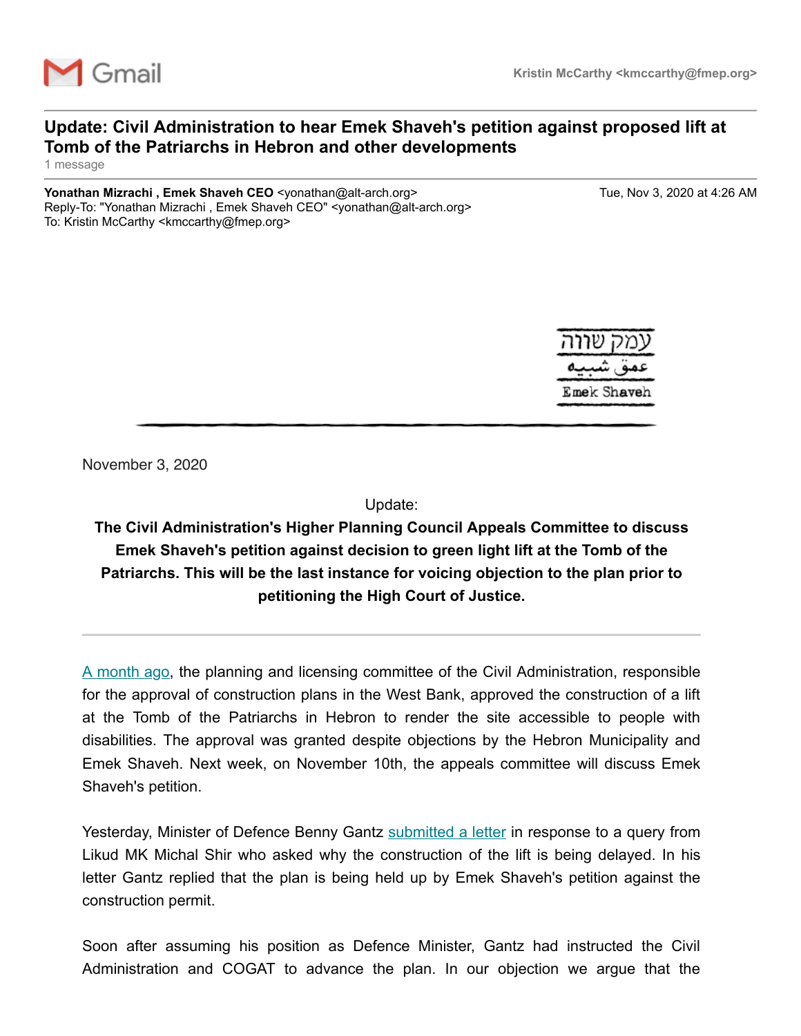Gmail

Kristin McCarthy <kmccarthy@fmep.org>

---

## Update: Civil Administration to hear Emek Shaveh's petition against proposed lift at Tomb of the Patriarchs in Hebron and other developments

1 message

---

**Yonathan Mizrachi , Emek Shaveh CEO** <yonathan@alt-arch.org>  
Reply-To: "Yonathan Mizrachi , Emek Shaveh CEO" <yonathan@alt-arch.org>  
To: Kristin McCarthy <kmccarthy@fmep.org>

Tue, Nov 3, 2020 at 4:26 AM

עמק שווה  
عمق شبيه  
Emek Shaveh

---

November 3, 2020

Update:

**The Civil Administration's Higher Planning Council Appeals Committee to discuss Emek Shaveh's petition against decision to green light lift at the Tomb of the Patriarchs. This will be the last instance for voicing objection to the plan prior to petitioning the High Court of Justice.**

---

A month ago, the planning and licensing committee of the Civil Administration, responsible for the approval of construction plans in the West Bank, approved the construction of a lift at the Tomb of the Patriarchs in Hebron to render the site accessible to people with disabilities. The approval was granted despite objections by the Hebron Municipality and Emek Shaveh. Next week, on November 10th, the appeals committee will discuss Emek Shaveh's petition.

Yesterday, Minister of Defence Benny Gantz submitted a letter in response to a query from Likud MK Michal Shir who asked why the construction of the lift is being delayed. In his letter Gantz replied that the plan is being held up by Emek Shaveh's petition against the construction permit.

Soon after assuming his position as Defence Minister, Gantz had instructed the Civil Administration and COGAT to advance the plan. In our objection we argue that the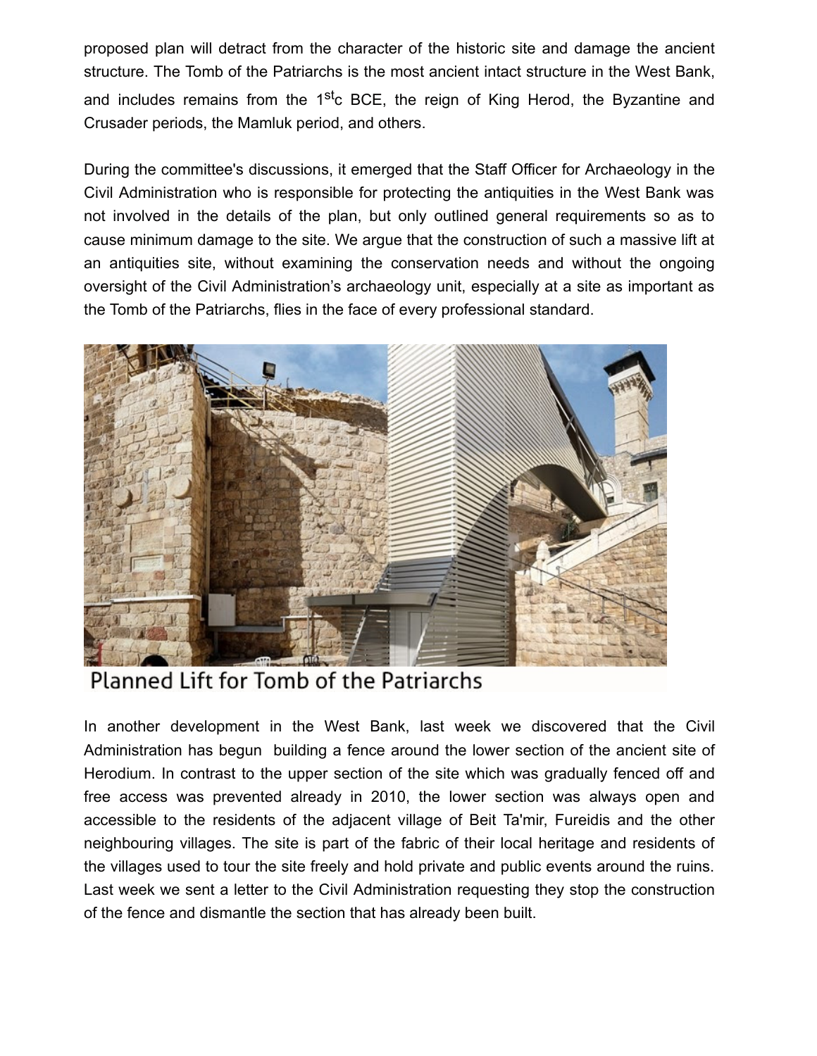proposed plan will detract from the character of the historic site and damage the ancient structure. The Tomb of the Patriarchs is the most ancient intact structure in the West Bank, and includes remains from the 1$^{st}$c BCE, the reign of King Herod, the Byzantine and Crusader periods, the Mamluk period, and others.

During the committee's discussions, it emerged that the Staff Officer for Archaeology in the Civil Administration who is responsible for protecting the antiquities in the West Bank was not involved in the details of the plan, but only outlined general requirements so as to cause minimum damage to the site. We argue that the construction of such a massive lift at an antiquities site, without examining the conservation needs and without the ongoing oversight of the Civil Administration's archaeology unit, especially at a site as important as the Tomb of the Patriarchs, flies in the face of every professional standard.

Planned Lift for Tomb of the Patriarchs

In another development in the West Bank, last week we discovered that the Civil Administration has begun building a fence around the lower section of the ancient site of Herodium. In contrast to the upper section of the site which was gradually fenced off and free access was prevented already in 2010, the lower section was always open and accessible to the residents of the adjacent village of Beit Ta'mir, Fureidis and the other neighbouring villages. The site is part of the fabric of their local heritage and residents of the villages used to tour the site freely and hold private and public events around the ruins. Last week we sent a letter to the Civil Administration requesting they stop the construction of the fence and dismantle the section that has already been built.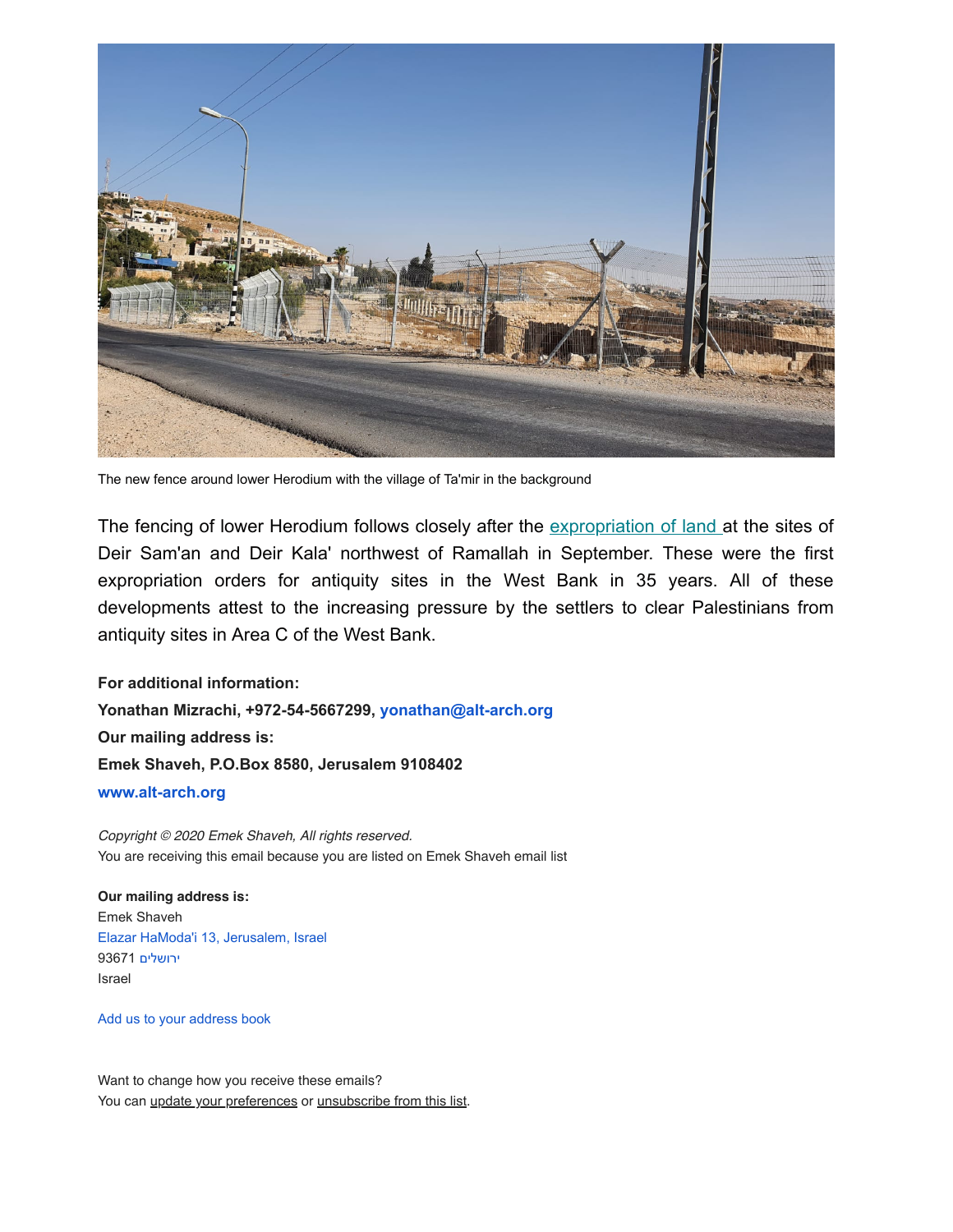The new fence around lower Herodium with the village of Ta'mir in the background

The fencing of lower Herodium follows closely after the expropriation of land at the sites of Deir Sam'an and Deir Kala' northwest of Ramallah in September. These were the first expropriation orders for antiquity sites in the West Bank in 35 years. All of these developments attest to the increasing pressure by the settlers to clear Palestinians from antiquity sites in Area C of the West Bank.

**For additional information:**
**Yonathan Mizrachi, +972-54-5667299, yonathan@alt-arch.org**
**Our mailing address is:**
**Emek Shaveh, P.O.Box 8580, Jerusalem 9108402**
**www.alt-arch.org**

*Copyright © 2020 Emek Shaveh, All rights reserved.*
You are receiving this email because you are listed on Emek Shaveh email list

**Our mailing address is:**
Emek Shaveh
Elazar HaModa'i 13, Jerusalem, Israel
93671 ירושלים
Israel

Add us to your address book

Want to change how you receive these emails?
You can update your preferences or unsubscribe from this list.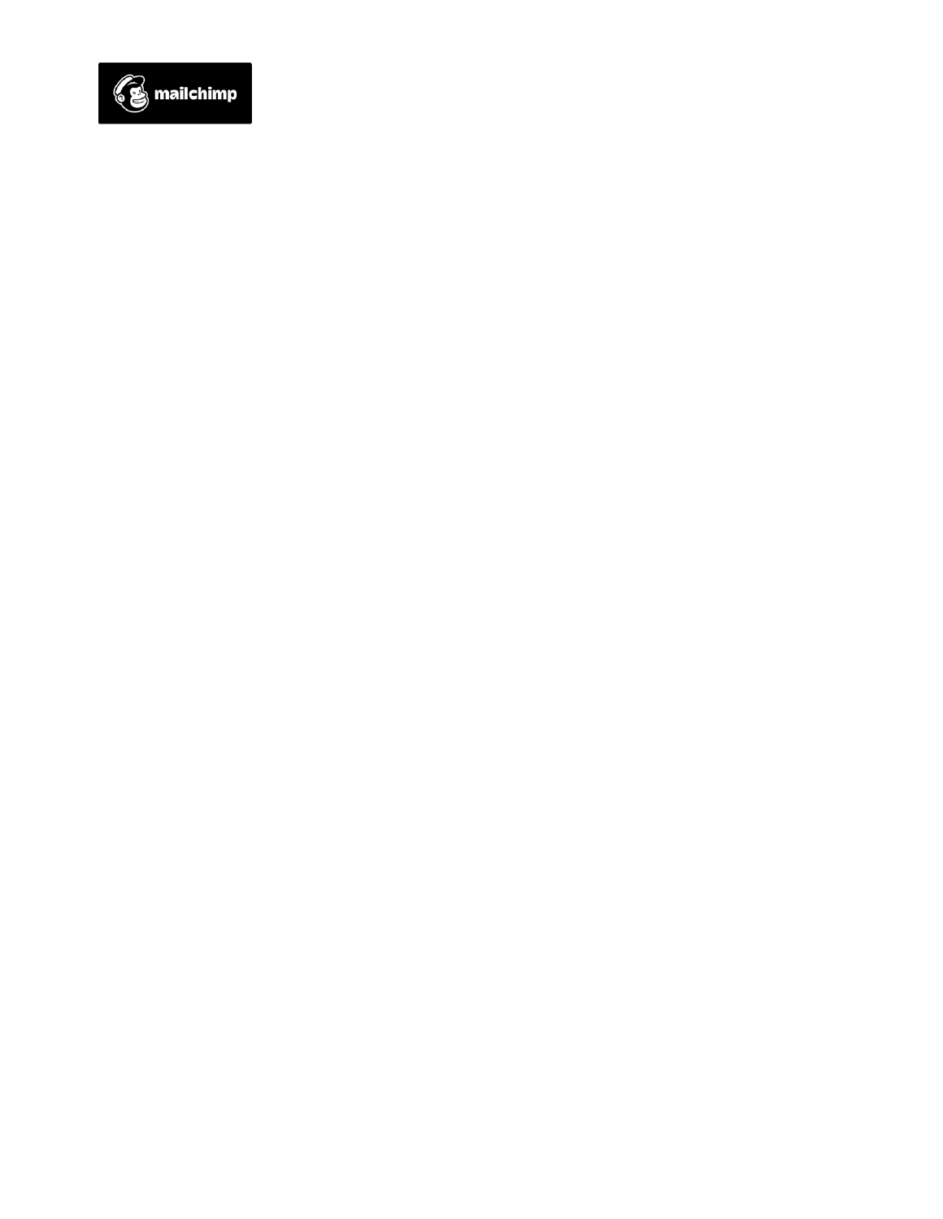mailchimp